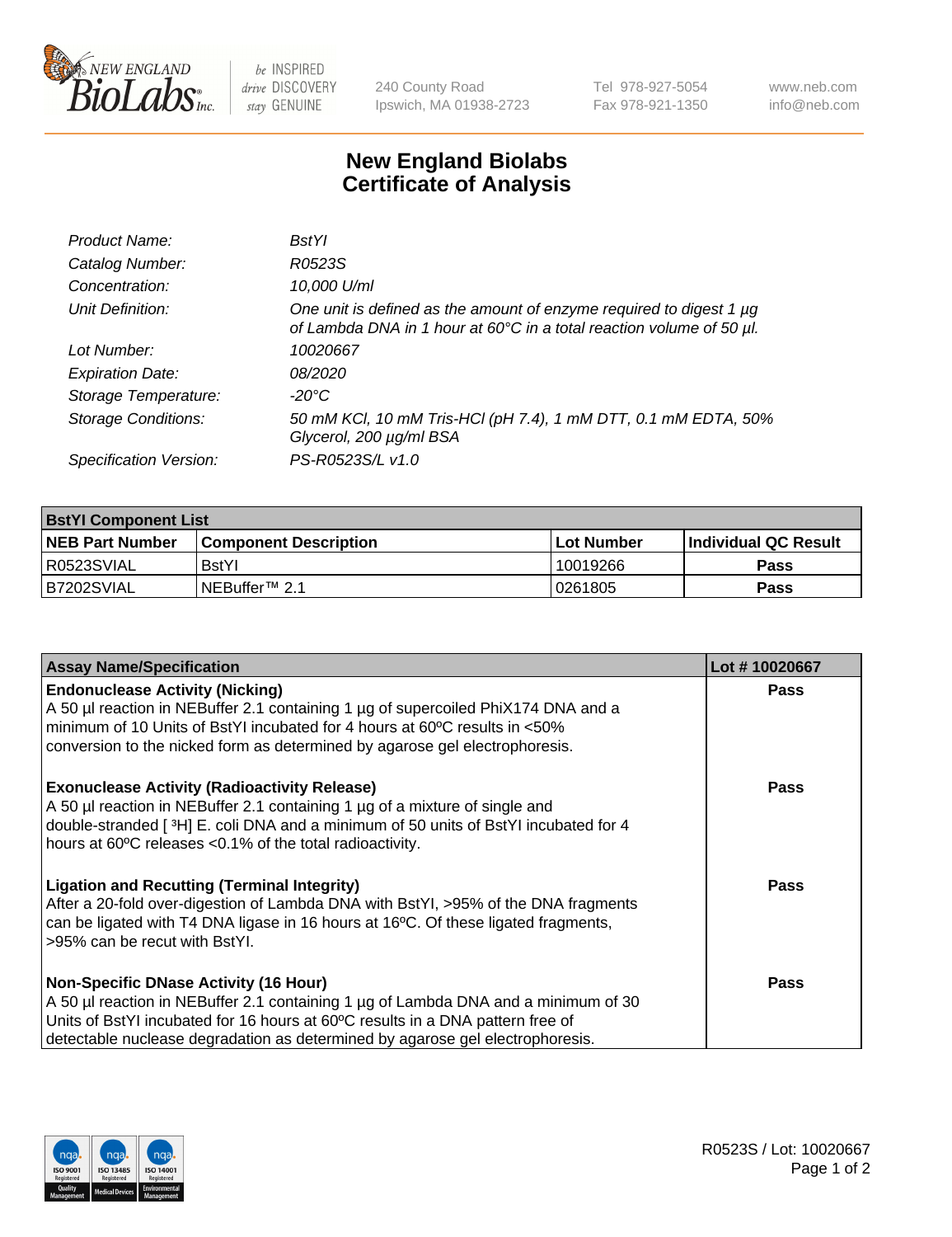# New England Biolabs
## Certificate of Analysis

| | |
|---|---|
| *Product Name:* | *BstYI* |
| *Catalog Number:* | *R0523S* |
| *Concentration:* | *10,000 U/ml* |
| *Unit Definition:* | *One unit is defined as the amount of enzyme required to digest 1 µg of Lambda DNA in 1 hour at 60°C in a total reaction volume of 50 µl.* |
| *Lot Number:* | *10020667* |
| *Expiration Date:* | *08/2020* |
| *Storage Temperature:* | *-20°C* |
| *Storage Conditions:* | *50 mM KCl, 10 mM Tris-HCl (pH 7.4), 1 mM DTT, 0.1 mM EDTA, 50% Glycerol, 200 µg/ml BSA* |
| *Specification Version:* | *PS-R0523S/L v1.0* |

| **BstYI Component List** | | | |
|---|---|---|---|
| **NEB Part Number** | **Component Description** | **Lot Number** | **Individual QC Result** |
| R0523SVIAL | BstYI | 10019266 | **Pass** |
| B7202SVIAL | NEBuffer™ 2.1 | 0261805 | **Pass** |

| **Assay Name/Specification** | **Lot # 10020667** |
|---|---|
| **Endonuclease Activity (Nicking)**<br>A 50 µl reaction in NEBuffer 2.1 containing 1 µg of supercoiled PhiX174 DNA and a minimum of 10 Units of BstYI incubated for 4 hours at 60ºC results in <50% conversion to the nicked form as determined by agarose gel electrophoresis. | **Pass** |
| **Exonuclease Activity (Radioactivity Release)**<br>A 50 µl reaction in NEBuffer 2.1 containing 1 µg of a mixture of single and double-stranded [ $^{3}$H] E. coli DNA and a minimum of 50 units of BstYI incubated for 4 hours at 60ºC releases <0.1% of the total radioactivity. | **Pass** |
| **Ligation and Recutting (Terminal Integrity)**<br>After a 20-fold over-digestion of Lambda DNA with BstYI, >95% of the DNA fragments can be ligated with T4 DNA ligase in 16 hours at 16ºC. Of these ligated fragments, >95% can be recut with BstYI. | **Pass** |
| **Non-Specific DNase Activity (16 Hour)**<br>A 50 µl reaction in NEBuffer 2.1 containing 1 µg of Lambda DNA and a minimum of 30 Units of BstYI incubated for 16 hours at 60ºC results in a DNA pattern free of detectable nuclease degradation as determined by agarose gel electrophoresis. | **Pass** |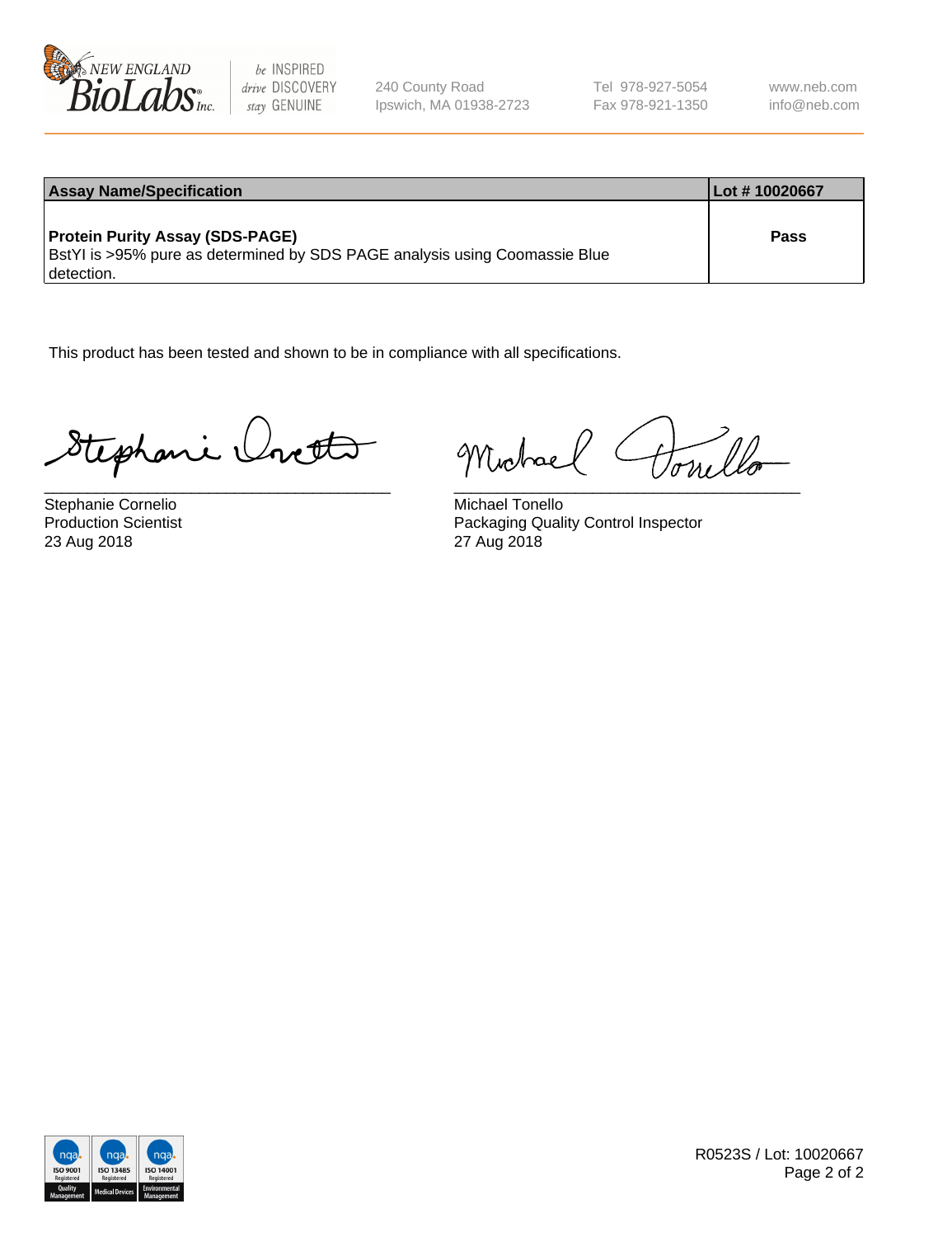240 County Road
Ipswich, MA 01938-2723

Tel 978-927-5054
Fax 978-921-1350

www.neb.com
info@neb.com

| Assay Name/Specification | Lot # 10020667 |
| --- | --- |
| **Protein Purity Assay (SDS-PAGE)** BstYI is >95% pure as determined by SDS PAGE analysis using Coomassie Blue detection. | **Pass** |

This product has been tested and shown to be in compliance with all specifications.

Stephanie Cornelio
Production Scientist
23 Aug 2018

Michael Tonello
Packaging Quality Control Inspector
27 Aug 2018

R0523S / Lot: 10020667